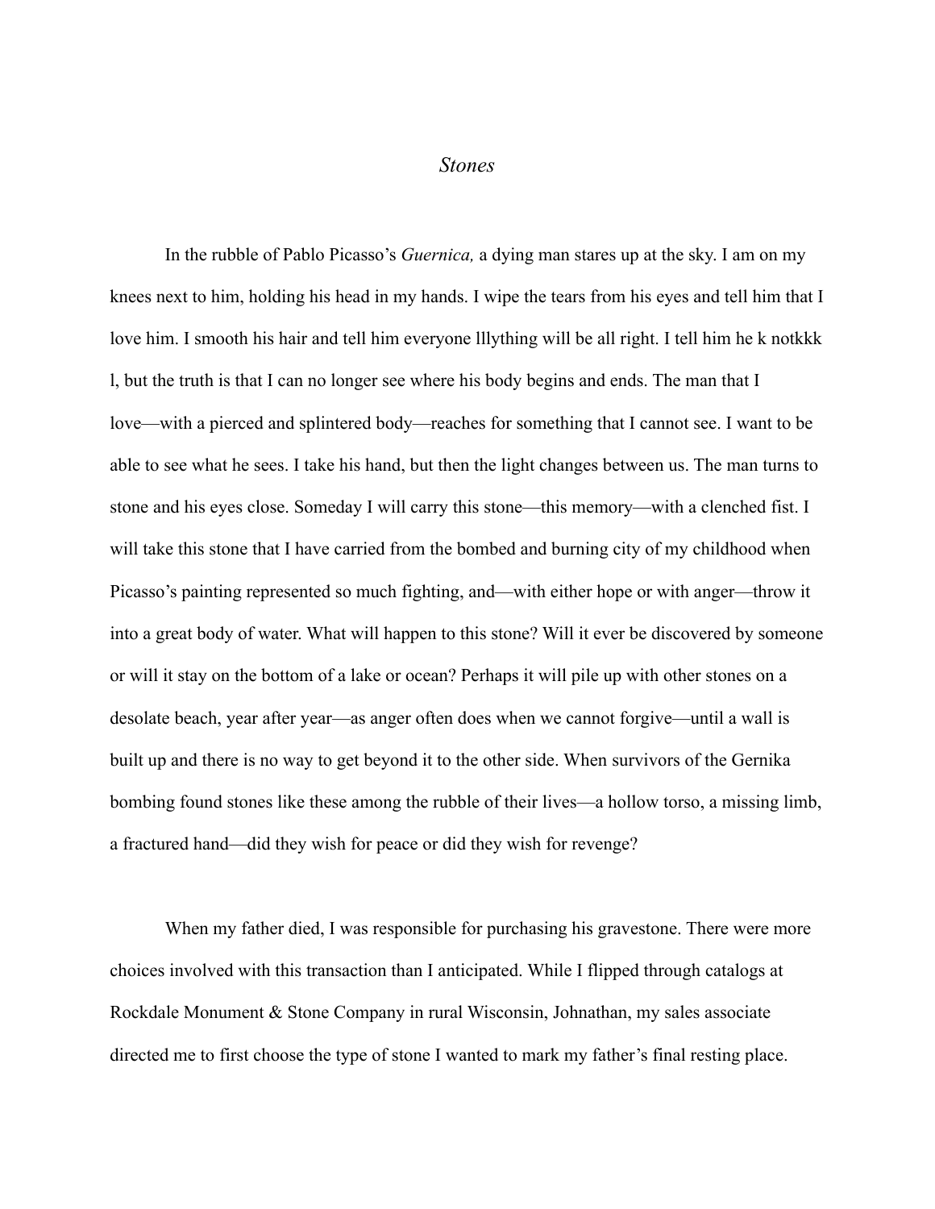*Stones*

In the rubble of Pablo Picasso's *Guernica,* a dying man stares up at the sky. I am on my knees next to him, holding his head in my hands. I wipe the tears from his eyes and tell him that I love him. I smooth his hair and tell him everyone lllything will be all right. I tell him he k notkkk l, but the truth is that I can no longer see where his body begins and ends. The man that I love—with a pierced and splintered body—reaches for something that I cannot see. I want to be able to see what he sees. I take his hand, but then the light changes between us. The man turns to stone and his eyes close. Someday I will carry this stone—this memory—with a clenched fist. I will take this stone that I have carried from the bombed and burning city of my childhood when Picasso's painting represented so much fighting, and—with either hope or with anger—throw it into a great body of water. What will happen to this stone? Will it ever be discovered by someone or will it stay on the bottom of a lake or ocean? Perhaps it will pile up with other stones on a desolate beach, year after year—as anger often does when we cannot forgive—until a wall is built up and there is no way to get beyond it to the other side. When survivors of the Gernika bombing found stones like these among the rubble of their lives—a hollow torso, a missing limb, a fractured hand—did they wish for peace or did they wish for revenge?

When my father died, I was responsible for purchasing his gravestone. There were more choices involved with this transaction than I anticipated. While I flipped through catalogs at Rockdale Monument & Stone Company in rural Wisconsin, Johnathan, my sales associate directed me to first choose the type of stone I wanted to mark my father's final resting place.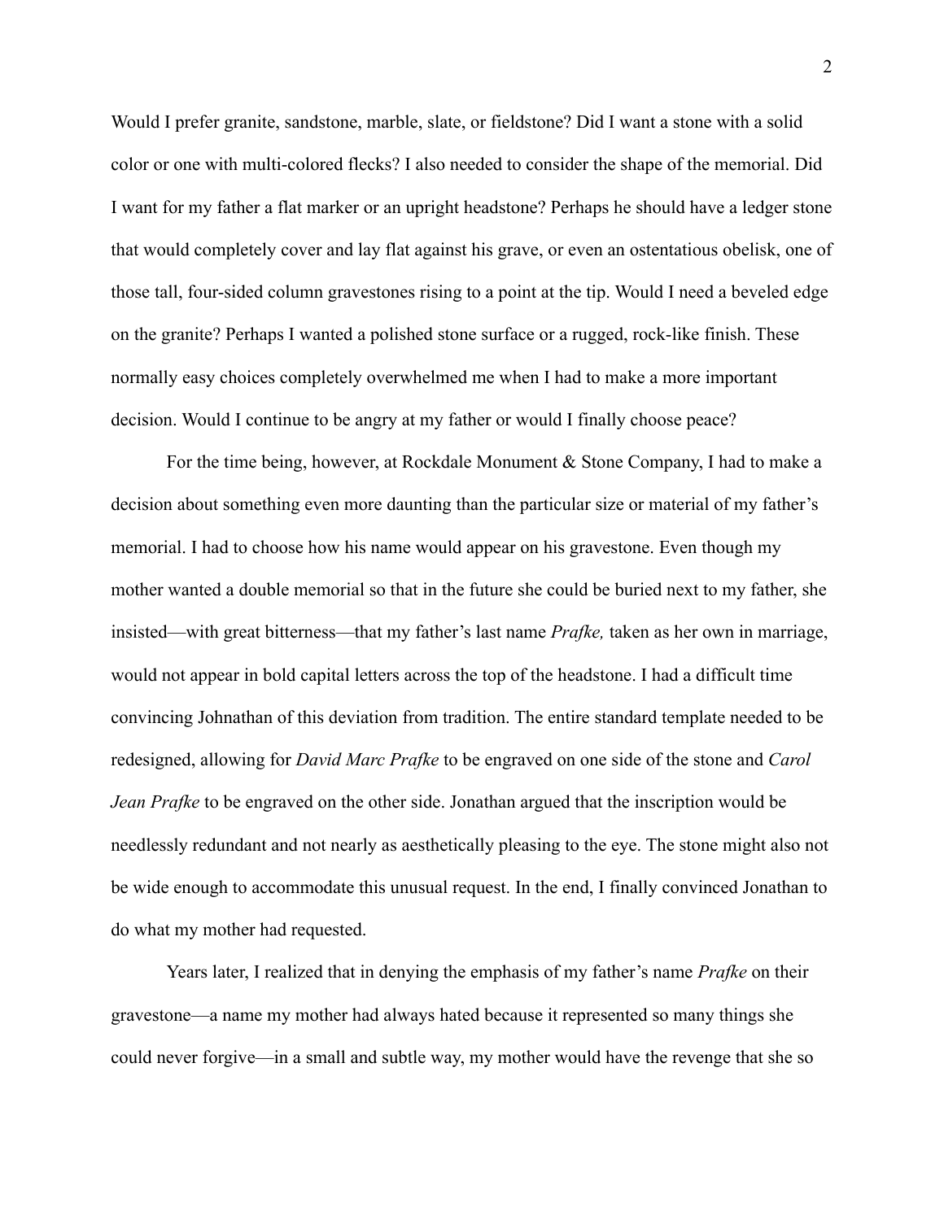Would I prefer granite, sandstone, marble, slate, or fieldstone? Did I want a stone with a solid color or one with multi-colored flecks? I also needed to consider the shape of the memorial. Did I want for my father a flat marker or an upright headstone? Perhaps he should have a ledger stone that would completely cover and lay flat against his grave, or even an ostentatious obelisk, one of those tall, four-sided column gravestones rising to a point at the tip. Would I need a beveled edge on the granite? Perhaps I wanted a polished stone surface or a rugged, rock-like finish. These normally easy choices completely overwhelmed me when I had to make a more important decision. Would I continue to be angry at my father or would I finally choose peace?

For the time being, however, at Rockdale Monument & Stone Company, I had to make a decision about something even more daunting than the particular size or material of my father's memorial. I had to choose how his name would appear on his gravestone. Even though my mother wanted a double memorial so that in the future she could be buried next to my father, she insisted—with great bitterness—that my father's last name *Prafke,* taken as her own in marriage, would not appear in bold capital letters across the top of the headstone. I had a difficult time convincing Johnathan of this deviation from tradition. The entire standard template needed to be redesigned, allowing for *David Marc Prafke* to be engraved on one side of the stone and *Carol Jean Prafke* to be engraved on the other side. Jonathan argued that the inscription would be needlessly redundant and not nearly as aesthetically pleasing to the eye. The stone might also not be wide enough to accommodate this unusual request. In the end, I finally convinced Jonathan to do what my mother had requested.

Years later, I realized that in denying the emphasis of my father's name *Prafke* on their gravestone—a name my mother had always hated because it represented so many things she could never forgive—in a small and subtle way, my mother would have the revenge that she so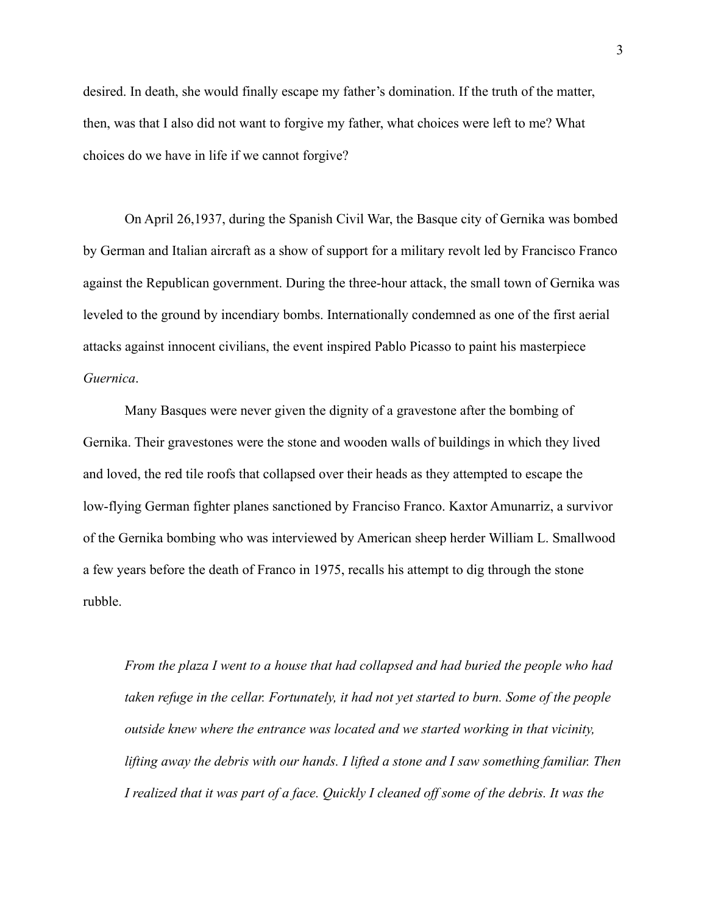desired. In death, she would finally escape my father's domination. If the truth of the matter, then, was that I also did not want to forgive my father, what choices were left to me? What choices do we have in life if we cannot forgive?

On April 26,1937, during the Spanish Civil War, the Basque city of Gernika was bombed by German and Italian aircraft as a show of support for a military revolt led by Francisco Franco against the Republican government. During the three-hour attack, the small town of Gernika was leveled to the ground by incendiary bombs. Internationally condemned as one of the first aerial attacks against innocent civilians, the event inspired Pablo Picasso to paint his masterpiece *Guernica*.

Many Basques were never given the dignity of a gravestone after the bombing of Gernika. Their gravestones were the stone and wooden walls of buildings in which they lived and loved, the red tile roofs that collapsed over their heads as they attempted to escape the low-flying German fighter planes sanctioned by Franciso Franco. Kaxtor Amunarriz, a survivor of the Gernika bombing who was interviewed by American sheep herder William L. Smallwood a few years before the death of Franco in 1975, recalls his attempt to dig through the stone rubble.

> *From the plaza I went to a house that had collapsed and had buried the people who had taken refuge in the cellar. Fortunately, it had not yet started to burn. Some of the people outside knew where the entrance was located and we started working in that vicinity, lifting away the debris with our hands. I lifted a stone and I saw something familiar. Then I realized that it was part of a face. Quickly I cleaned off some of the debris. It was the*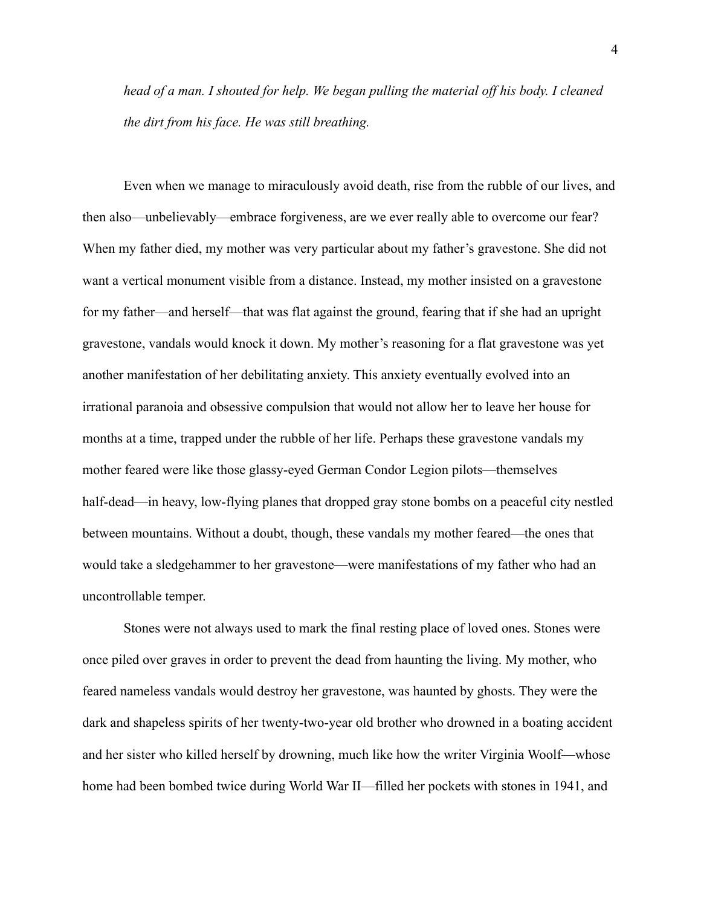*head of a man. I shouted for help. We began pulling the material off his body. I cleaned the dirt from his face. He was still breathing.*

Even when we manage to miraculously avoid death, rise from the rubble of our lives, and then also—unbelievably—embrace forgiveness, are we ever really able to overcome our fear? When my father died, my mother was very particular about my father's gravestone. She did not want a vertical monument visible from a distance. Instead, my mother insisted on a gravestone for my father—and herself—that was flat against the ground, fearing that if she had an upright gravestone, vandals would knock it down. My mother's reasoning for a flat gravestone was yet another manifestation of her debilitating anxiety. This anxiety eventually evolved into an irrational paranoia and obsessive compulsion that would not allow her to leave her house for months at a time, trapped under the rubble of her life. Perhaps these gravestone vandals my mother feared were like those glassy-eyed German Condor Legion pilots—themselves half-dead—in heavy, low-flying planes that dropped gray stone bombs on a peaceful city nestled between mountains. Without a doubt, though, these vandals my mother feared—the ones that would take a sledgehammer to her gravestone—were manifestations of my father who had an uncontrollable temper.

Stones were not always used to mark the final resting place of loved ones. Stones were once piled over graves in order to prevent the dead from haunting the living. My mother, who feared nameless vandals would destroy her gravestone, was haunted by ghosts. They were the dark and shapeless spirits of her twenty-two-year old brother who drowned in a boating accident and her sister who killed herself by drowning, much like how the writer Virginia Woolf—whose home had been bombed twice during World War II—filled her pockets with stones in 1941, and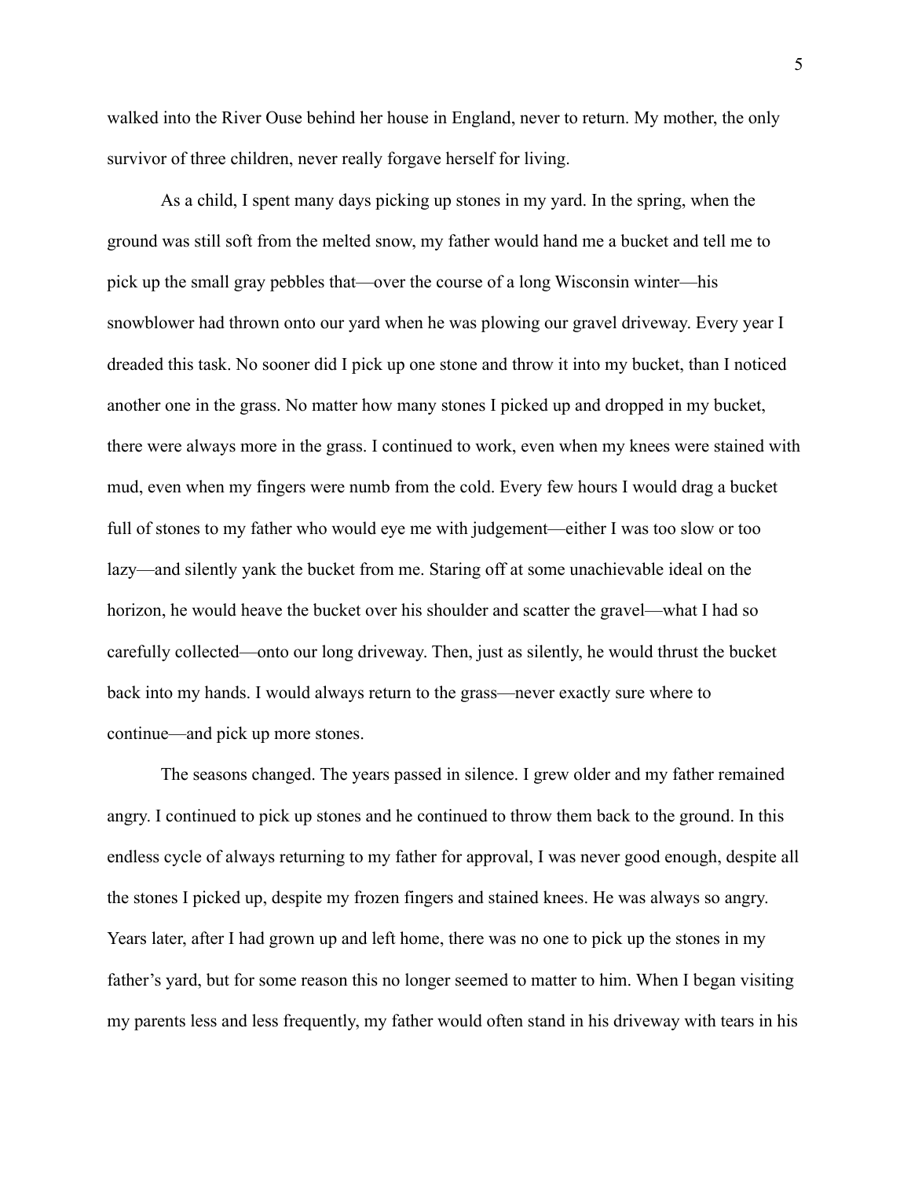walked into the River Ouse behind her house in England, never to return. My mother, the only survivor of three children, never really forgave herself for living.

As a child, I spent many days picking up stones in my yard. In the spring, when the ground was still soft from the melted snow, my father would hand me a bucket and tell me to pick up the small gray pebbles that—over the course of a long Wisconsin winter—his snowblower had thrown onto our yard when he was plowing our gravel driveway. Every year I dreaded this task. No sooner did I pick up one stone and throw it into my bucket, than I noticed another one in the grass. No matter how many stones I picked up and dropped in my bucket, there were always more in the grass. I continued to work, even when my knees were stained with mud, even when my fingers were numb from the cold. Every few hours I would drag a bucket full of stones to my father who would eye me with judgement—either I was too slow or too lazy—and silently yank the bucket from me. Staring off at some unachievable ideal on the horizon, he would heave the bucket over his shoulder and scatter the gravel—what I had so carefully collected—onto our long driveway. Then, just as silently, he would thrust the bucket back into my hands. I would always return to the grass—never exactly sure where to continue—and pick up more stones.

The seasons changed. The years passed in silence. I grew older and my father remained angry. I continued to pick up stones and he continued to throw them back to the ground. In this endless cycle of always returning to my father for approval, I was never good enough, despite all the stones I picked up, despite my frozen fingers and stained knees. He was always so angry. Years later, after I had grown up and left home, there was no one to pick up the stones in my father's yard, but for some reason this no longer seemed to matter to him. When I began visiting my parents less and less frequently, my father would often stand in his driveway with tears in his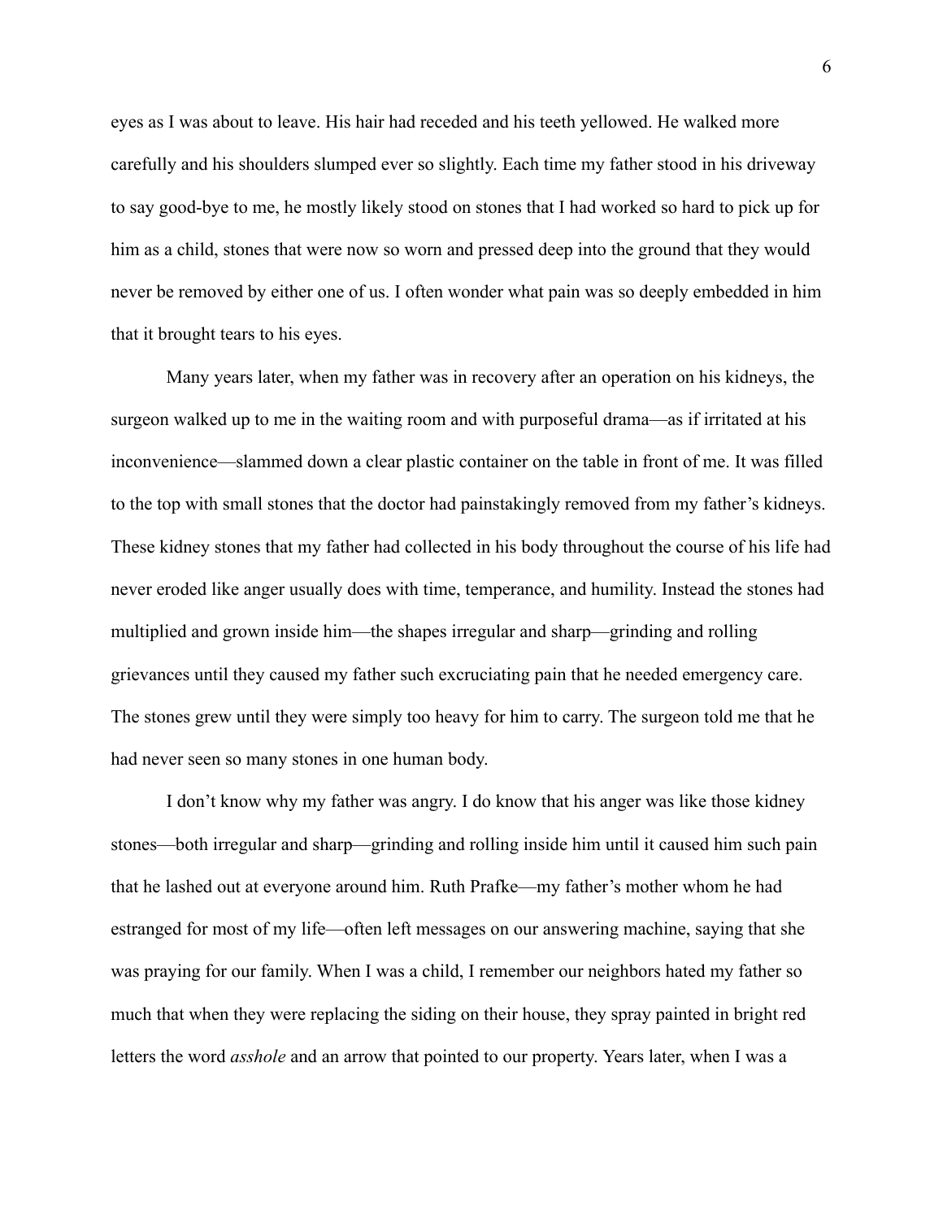eyes as I was about to leave. His hair had receded and his teeth yellowed. He walked more carefully and his shoulders slumped ever so slightly. Each time my father stood in his driveway to say good-bye to me, he mostly likely stood on stones that I had worked so hard to pick up for him as a child, stones that were now so worn and pressed deep into the ground that they would never be removed by either one of us. I often wonder what pain was so deeply embedded in him that it brought tears to his eyes.

Many years later, when my father was in recovery after an operation on his kidneys, the surgeon walked up to me in the waiting room and with purposeful drama—as if irritated at his inconvenience—slammed down a clear plastic container on the table in front of me. It was filled to the top with small stones that the doctor had painstakingly removed from my father's kidneys. These kidney stones that my father had collected in his body throughout the course of his life had never eroded like anger usually does with time, temperance, and humility. Instead the stones had multiplied and grown inside him—the shapes irregular and sharp—grinding and rolling grievances until they caused my father such excruciating pain that he needed emergency care. The stones grew until they were simply too heavy for him to carry. The surgeon told me that he had never seen so many stones in one human body.

I don't know why my father was angry. I do know that his anger was like those kidney stones—both irregular and sharp—grinding and rolling inside him until it caused him such pain that he lashed out at everyone around him. Ruth Prafke—my father's mother whom he had estranged for most of my life—often left messages on our answering machine, saying that she was praying for our family. When I was a child, I remember our neighbors hated my father so much that when they were replacing the siding on their house, they spray painted in bright red letters the word *asshole* and an arrow that pointed to our property. Years later, when I was a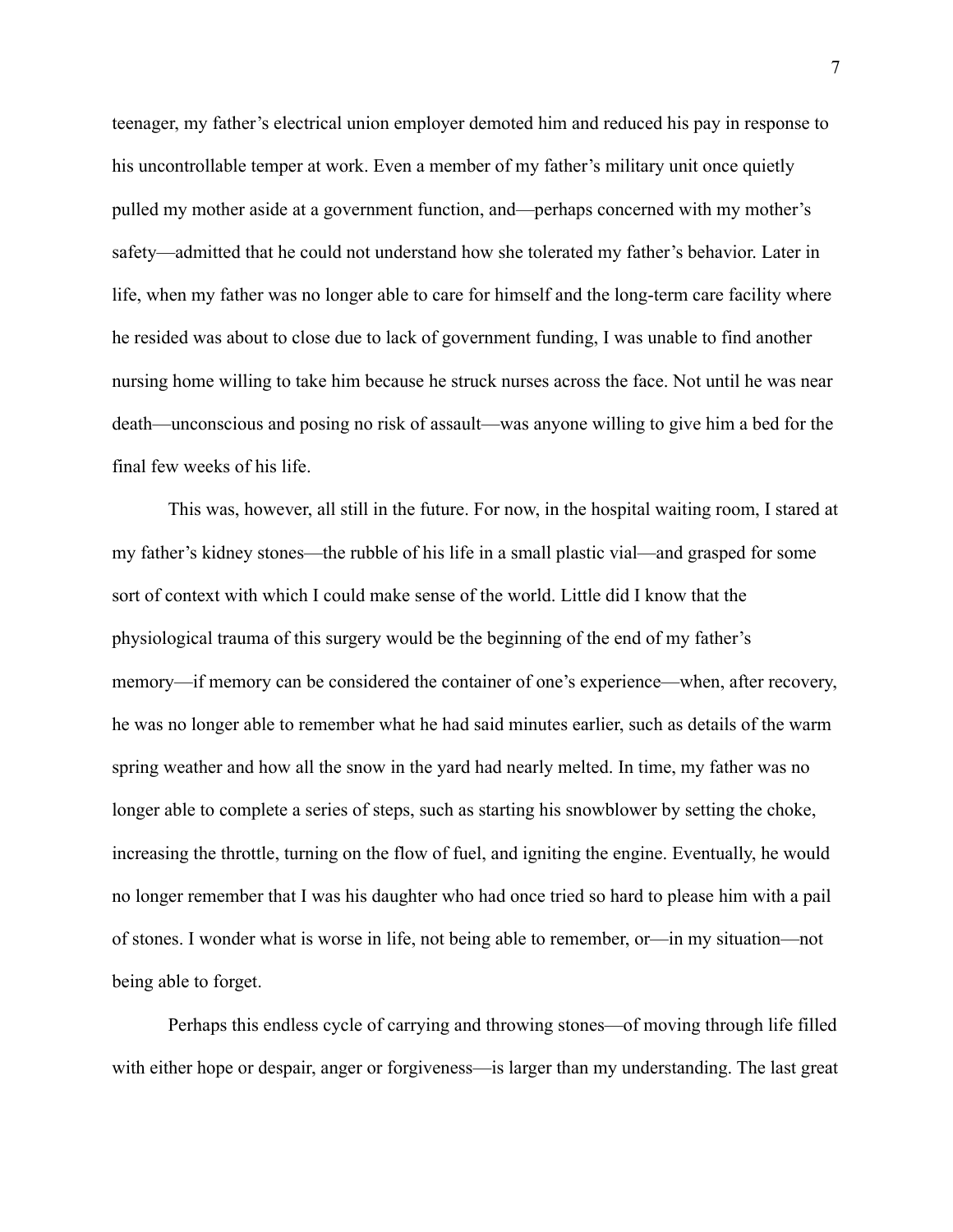teenager, my father's electrical union employer demoted him and reduced his pay in response to his uncontrollable temper at work. Even a member of my father's military unit once quietly pulled my mother aside at a government function, and—perhaps concerned with my mother's safety—admitted that he could not understand how she tolerated my father's behavior. Later in life, when my father was no longer able to care for himself and the long-term care facility where he resided was about to close due to lack of government funding, I was unable to find another nursing home willing to take him because he struck nurses across the face. Not until he was near death—unconscious and posing no risk of assault—was anyone willing to give him a bed for the final few weeks of his life.

This was, however, all still in the future. For now, in the hospital waiting room, I stared at my father's kidney stones—the rubble of his life in a small plastic vial—and grasped for some sort of context with which I could make sense of the world. Little did I know that the physiological trauma of this surgery would be the beginning of the end of my father's memory—if memory can be considered the container of one's experience—when, after recovery, he was no longer able to remember what he had said minutes earlier, such as details of the warm spring weather and how all the snow in the yard had nearly melted. In time, my father was no longer able to complete a series of steps, such as starting his snowblower by setting the choke, increasing the throttle, turning on the flow of fuel, and igniting the engine. Eventually, he would no longer remember that I was his daughter who had once tried so hard to please him with a pail of stones. I wonder what is worse in life, not being able to remember, or—in my situation—not being able to forget.

Perhaps this endless cycle of carrying and throwing stones—of moving through life filled with either hope or despair, anger or forgiveness—is larger than my understanding. The last great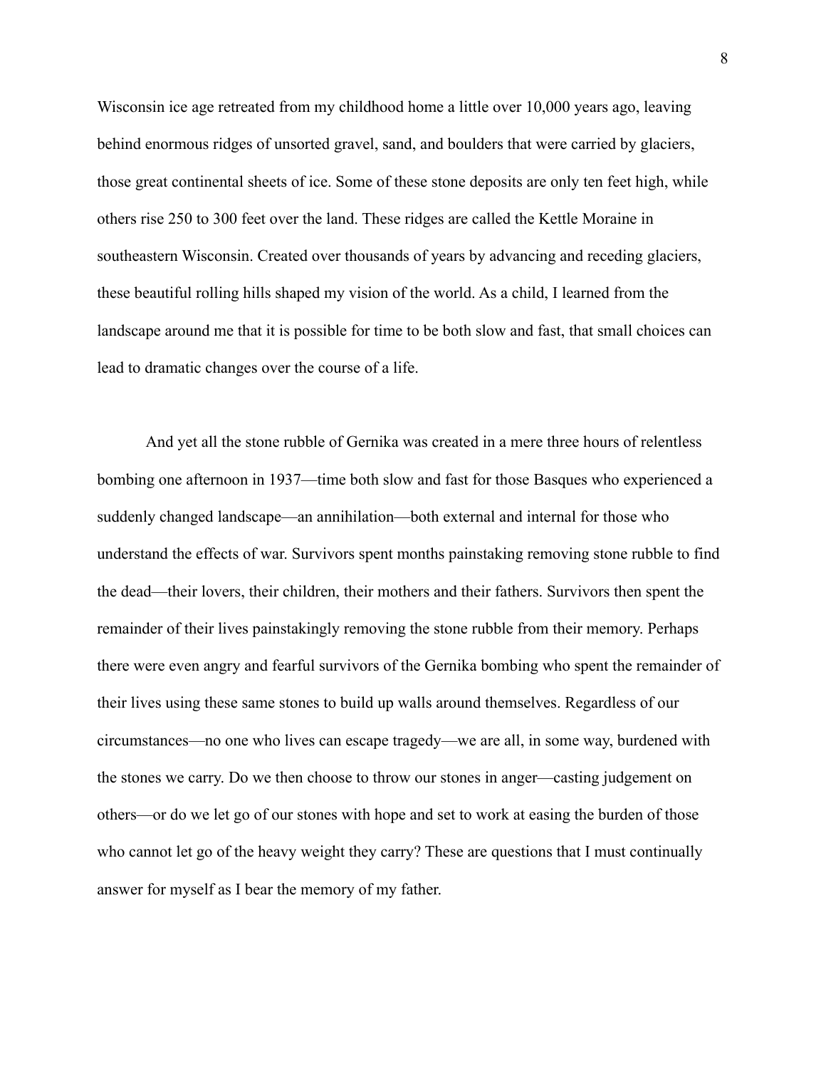Wisconsin ice age retreated from my childhood home a little over 10,000 years ago, leaving behind enormous ridges of unsorted gravel, sand, and boulders that were carried by glaciers, those great continental sheets of ice. Some of these stone deposits are only ten feet high, while others rise 250 to 300 feet over the land. These ridges are called the Kettle Moraine in southeastern Wisconsin. Created over thousands of years by advancing and receding glaciers, these beautiful rolling hills shaped my vision of the world. As a child, I learned from the landscape around me that it is possible for time to be both slow and fast, that small choices can lead to dramatic changes over the course of a life.

And yet all the stone rubble of Gernika was created in a mere three hours of relentless bombing one afternoon in 1937—time both slow and fast for those Basques who experienced a suddenly changed landscape—an annihilation—both external and internal for those who understand the effects of war. Survivors spent months painstaking removing stone rubble to find the dead—their lovers, their children, their mothers and their fathers. Survivors then spent the remainder of their lives painstakingly removing the stone rubble from their memory. Perhaps there were even angry and fearful survivors of the Gernika bombing who spent the remainder of their lives using these same stones to build up walls around themselves. Regardless of our circumstances—no one who lives can escape tragedy—we are all, in some way, burdened with the stones we carry. Do we then choose to throw our stones in anger—casting judgement on others—or do we let go of our stones with hope and set to work at easing the burden of those who cannot let go of the heavy weight they carry? These are questions that I must continually answer for myself as I bear the memory of my father.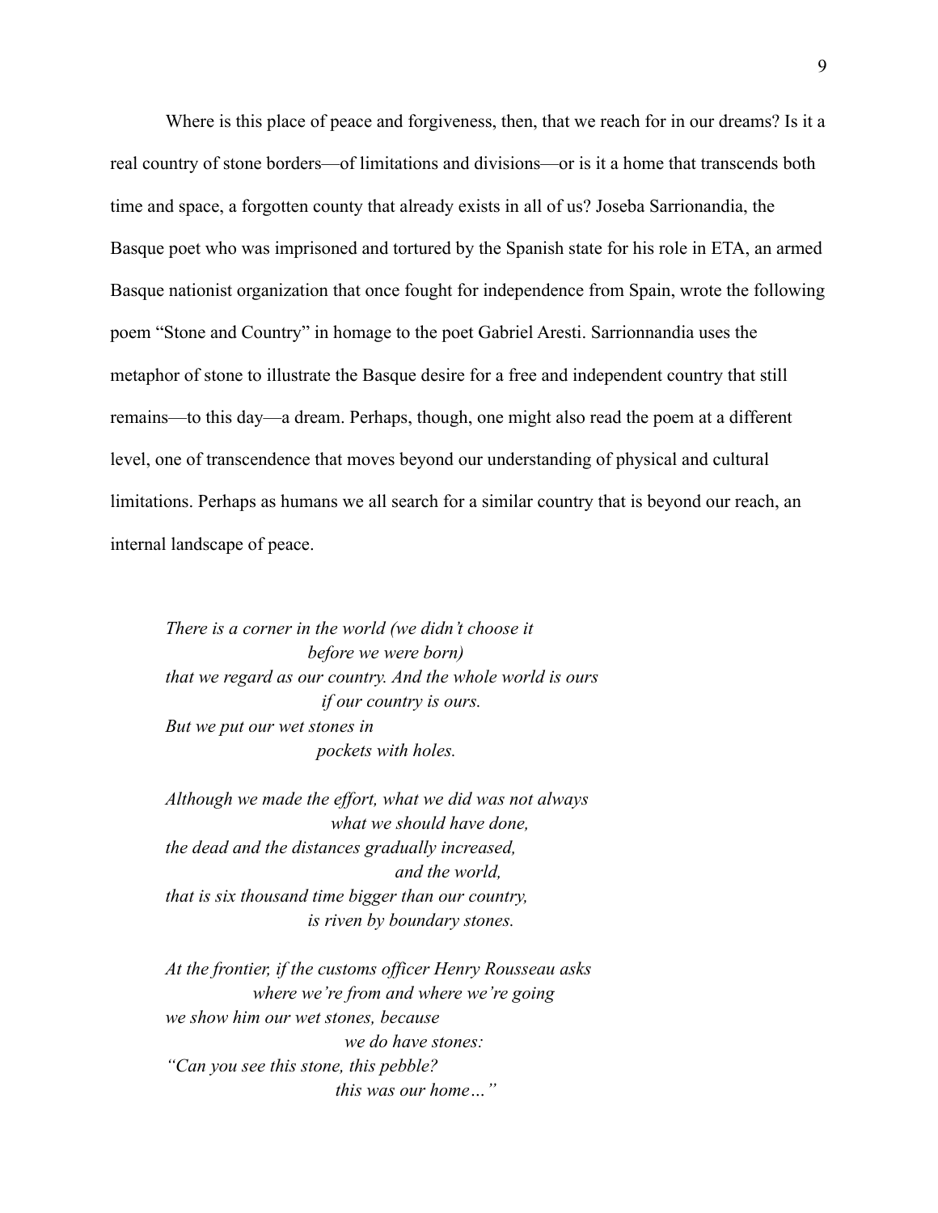Where is this place of peace and forgiveness, then, that we reach for in our dreams? Is it a real country of stone borders—of limitations and divisions—or is it a home that transcends both time and space, a forgotten county that already exists in all of us? Joseba Sarrionandia, the Basque poet who was imprisoned and tortured by the Spanish state for his role in ETA, an armed Basque nationist organization that once fought for independence from Spain, wrote the following poem "Stone and Country" in homage to the poet Gabriel Aresti. Sarrionnandia uses the metaphor of stone to illustrate the Basque desire for a free and independent country that still remains—to this day—a dream. Perhaps, though, one might also read the poem at a different level, one of transcendence that moves beyond our understanding of physical and cultural limitations. Perhaps as humans we all search for a similar country that is beyond our reach, an internal landscape of peace.

> *There is a corner in the world (we didn't choose it*
> *before we were born)*
> *that we regard as our country. And the whole world is ours*
> *if our country is ours.*
> *But we put our wet stones in*
> *pockets with holes.*
>
> *Although we made the effort, what we did was not always*
> *what we should have done,*
> *the dead and the distances gradually increased,*
> *and the world,*
> *that is six thousand time bigger than our country,*
> *is riven by boundary stones.*
>
> *At the frontier, if the customs officer Henry Rousseau asks*
> *where we're from and where we're going*
> *we show him our wet stones, because*
> *we do have stones:*
> *"Can you see this stone, this pebble?*
> *this was our home…"*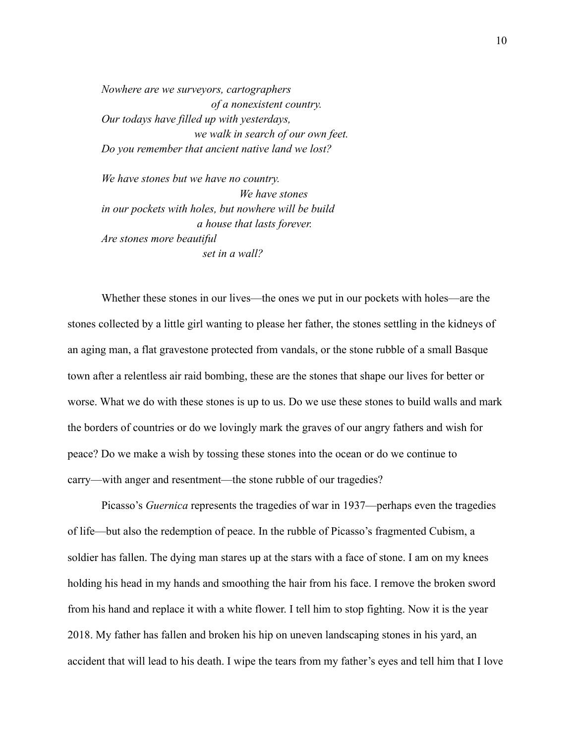*Nowhere are we surveyors, cartographers*
*of a nonexistent country.*
*Our todays have filled up with yesterdays,*
*we walk in search of our own feet.*
*Do you remember that ancient native land we lost?*

*We have stones but we have no country.*
*We have stones*
*in our pockets with holes, but nowhere will be build*
*a house that lasts forever.*
*Are stones more beautiful*
*set in a wall?*

Whether these stones in our lives—the ones we put in our pockets with holes—are the stones collected by a little girl wanting to please her father, the stones settling in the kidneys of an aging man, a flat gravestone protected from vandals, or the stone rubble of a small Basque town after a relentless air raid bombing, these are the stones that shape our lives for better or worse. What we do with these stones is up to us. Do we use these stones to build walls and mark the borders of countries or do we lovingly mark the graves of our angry fathers and wish for peace? Do we make a wish by tossing these stones into the ocean or do we continue to carry—with anger and resentment—the stone rubble of our tragedies?

Picasso's *Guernica* represents the tragedies of war in 1937—perhaps even the tragedies of life—but also the redemption of peace. In the rubble of Picasso's fragmented Cubism, a soldier has fallen. The dying man stares up at the stars with a face of stone. I am on my knees holding his head in my hands and smoothing the hair from his face. I remove the broken sword from his hand and replace it with a white flower. I tell him to stop fighting. Now it is the year 2018. My father has fallen and broken his hip on uneven landscaping stones in his yard, an accident that will lead to his death. I wipe the tears from my father's eyes and tell him that I love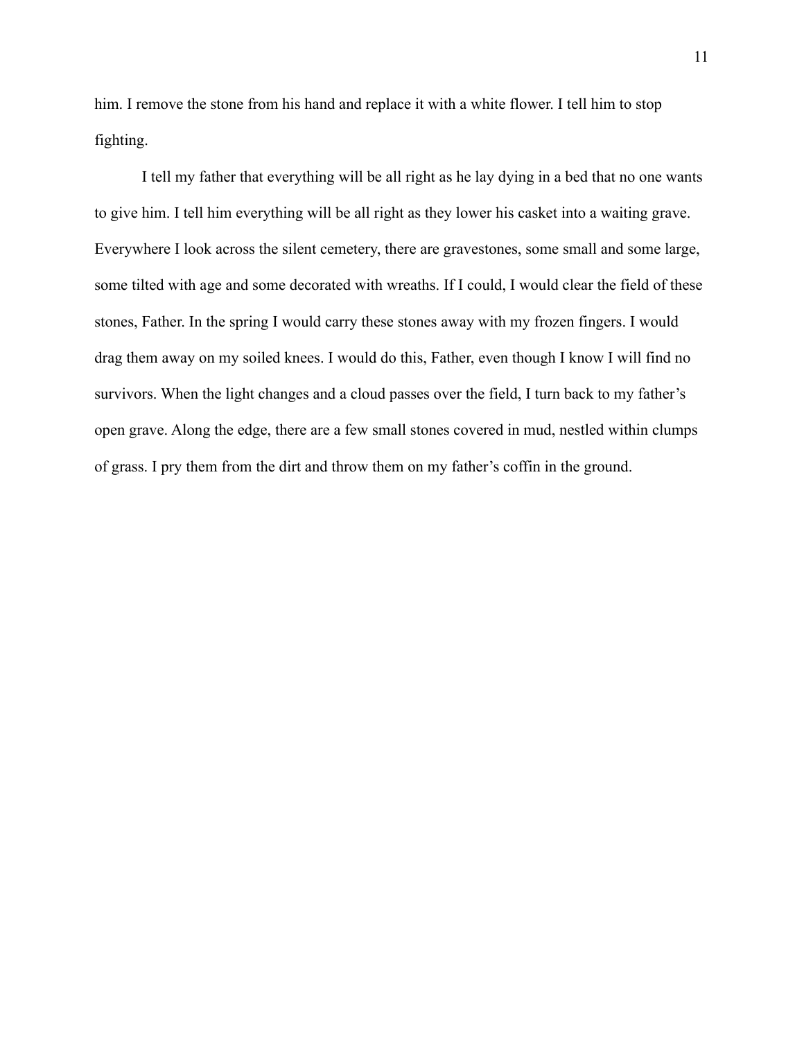him. I remove the stone from his hand and replace it with a white flower. I tell him to stop fighting.

I tell my father that everything will be all right as he lay dying in a bed that no one wants to give him. I tell him everything will be all right as they lower his casket into a waiting grave. Everywhere I look across the silent cemetery, there are gravestones, some small and some large, some tilted with age and some decorated with wreaths. If I could, I would clear the field of these stones, Father. In the spring I would carry these stones away with my frozen fingers. I would drag them away on my soiled knees. I would do this, Father, even though I know I will find no survivors. When the light changes and a cloud passes over the field, I turn back to my father's open grave. Along the edge, there are a few small stones covered in mud, nestled within clumps of grass. I pry them from the dirt and throw them on my father's coffin in the ground.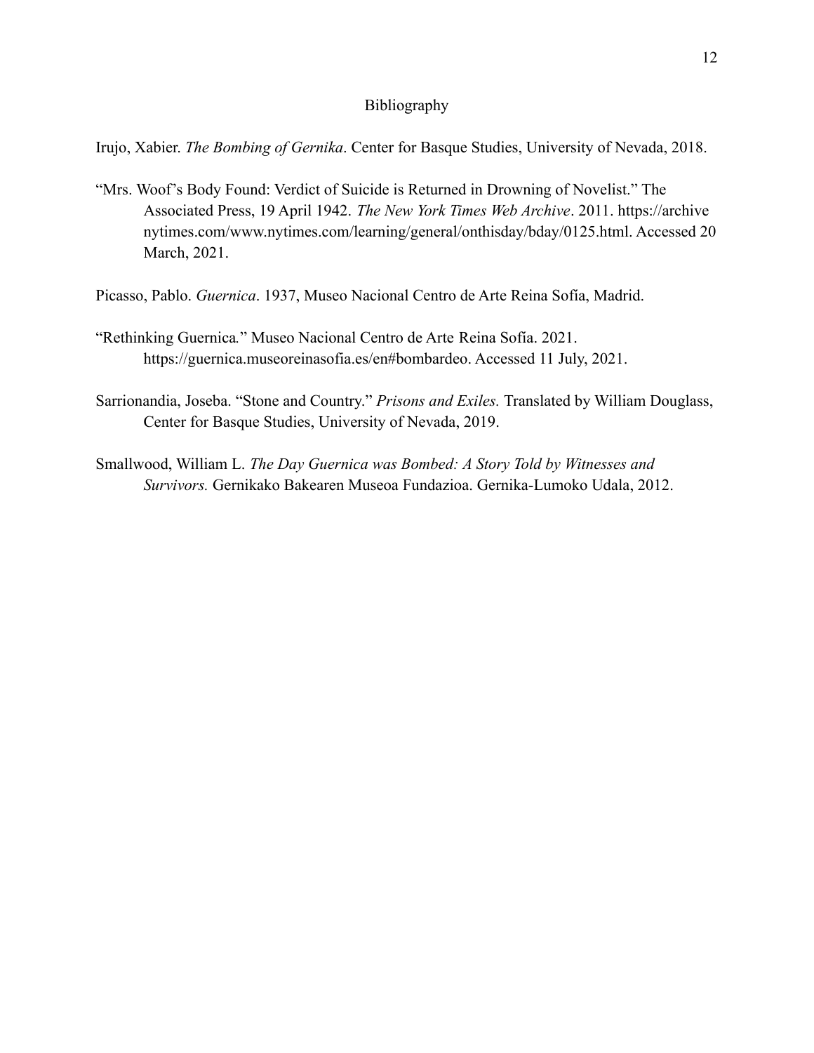# Bibliography

Irujo, Xabier. *The Bombing of Gernika*. Center for Basque Studies, University of Nevada, 2018.

"Mrs. Woof's Body Found: Verdict of Suicide is Returned in Drowning of Novelist." The Associated Press, 19 April 1942. *The New York Times Web Archive*. 2011. https://archive nytimes.com/www.nytimes.com/learning/general/onthisday/bday/0125.html. Accessed 20 March, 2021.

Picasso, Pablo. *Guernica*. 1937, Museo Nacional Centro de Arte Reina Sofía, Madrid.

"Rethinking Guernica." Museo Nacional Centro de Arte Reina Sofía. 2021. https://guernica.museoreinasofia.es/en#bombardeo. Accessed 11 July, 2021.

Sarrionandia, Joseba. "Stone and Country." *Prisons and Exiles.* Translated by William Douglass, Center for Basque Studies, University of Nevada, 2019.

Smallwood, William L. *The Day Guernica was Bombed: A Story Told by Witnesses and Survivors.* Gernikako Bakearen Museoa Fundazioa. Gernika-Lumoko Udala, 2012.